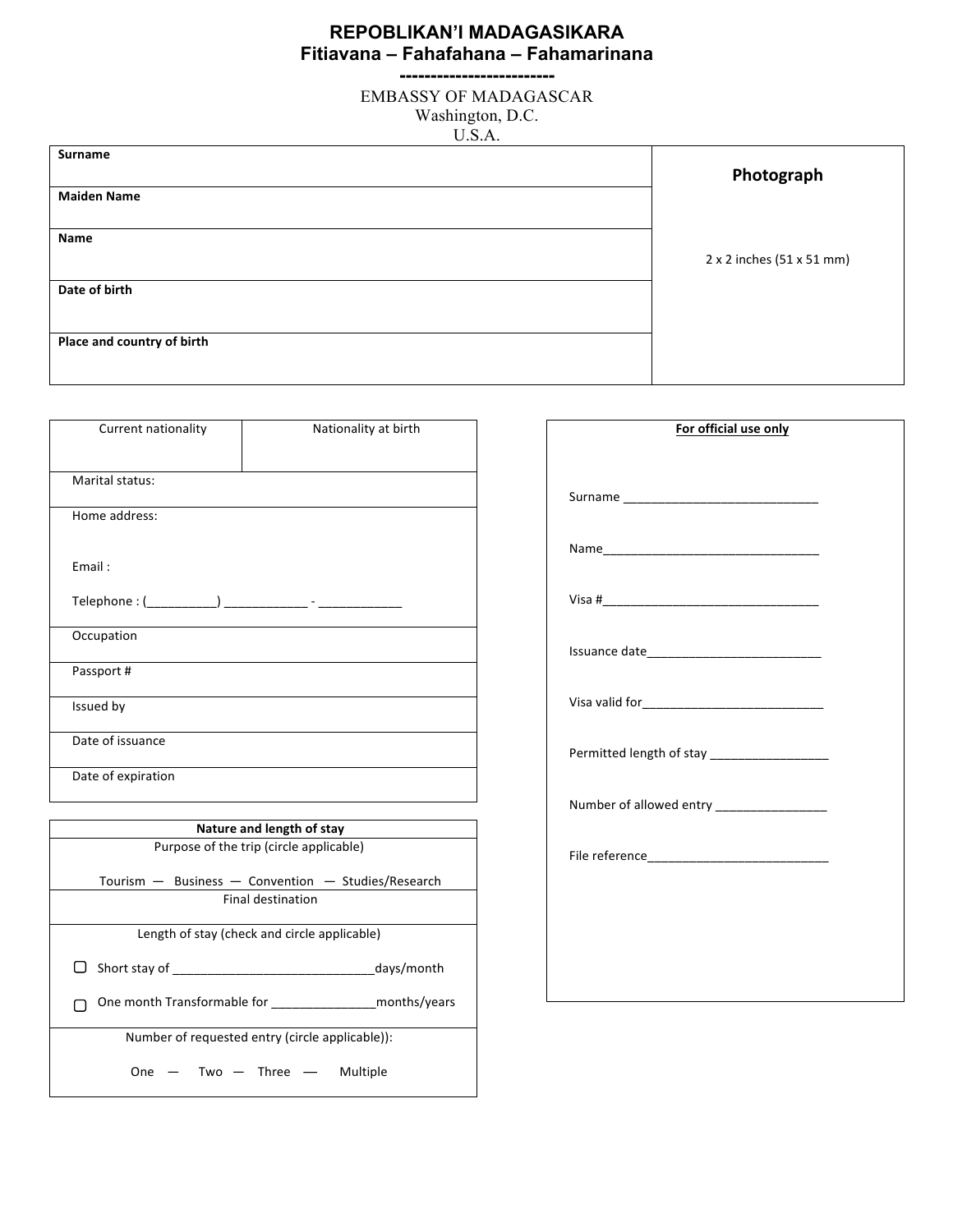**REPOBLIKAN'I MADAGASIKARA**
**Fitiavana – Fahafahana – Fahamarinana**
**-------------------------**

EMBASSY OF MADAGASCAR
Washington, D.C.
U.S.A.

| | |
|---|---|
| **Surname** | **Photograph** |
| **Maiden Name** | 2 x 2 inches (51 x 51 mm) |
| **Name** | |
| **Date of birth** | |
| **Place and country of birth** | |

| Current nationality | Nationality at birth |
|---|---|
| Marital status: | |
| Home address:<br><br>Email :<br><br>Telephone : (__________) ____________ - ____________ | |
| Occupation | |
| Passport # | |
| Issued by | |
| Date of issuance | |
| Date of expiration | |

| **Nature and length of stay** |
|---|
| Purpose of the trip (circle applicable)<br><br>Tourism — Business — Convention — Studies/Research |
| Final destination |
| Length of stay (check and circle applicable)<br><br>☐ Short stay of ______________________________days/month<br><br>☐ One month Transformable for _______________months/years |
| Number of requested entry (circle applicable)):<br><br>One — Two — Three — Multiple |

**For official use only**

Surname ____________________________

Name_______________________________

Visa #_______________________________

Issuance date________________________

Visa valid for__________________________

Permitted length of stay _________________

Number of allowed entry ________________

File reference__________________________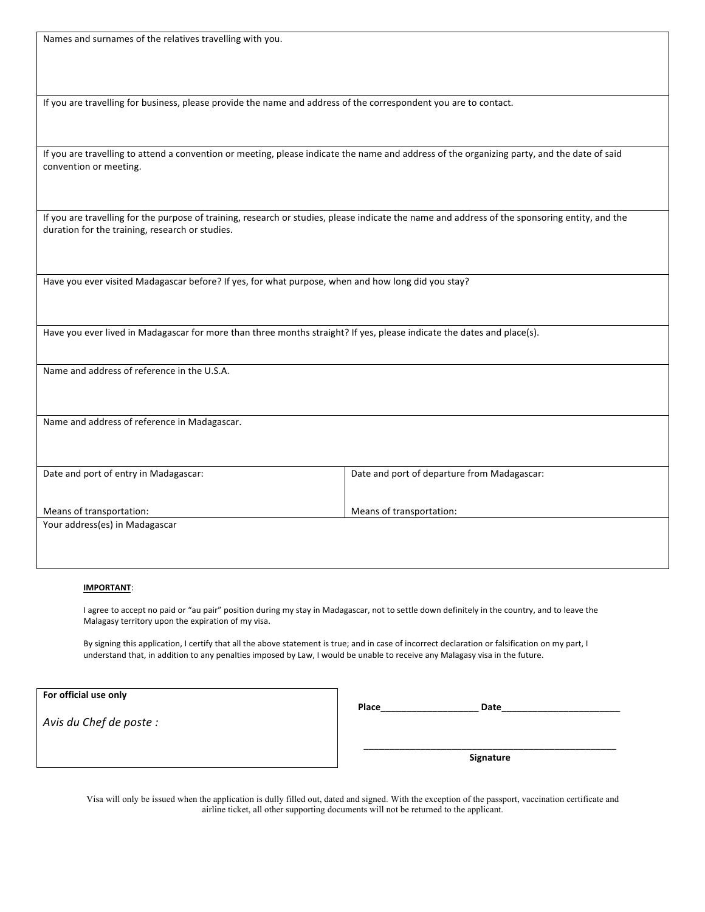| |
|---|
| Names and surnames of the relatives travelling with you. |
| If you are travelling for business, please provide the name and address of the correspondent you are to contact. |
| If you are travelling to attend a convention or meeting, please indicate the name and address of the organizing party, and the date of said convention or meeting. |
| If you are travelling for the purpose of training, research or studies, please indicate the name and address of the sponsoring entity, and the duration for the training, research or studies. |
| Have you ever visited Madagascar before? If yes, for what purpose, when and how long did you stay? |
| Have you ever lived in Madagascar for more than three months straight? If yes, please indicate the dates and place(s). |
| Name and address of reference in the U.S.A. |
| Name and address of reference in Madagascar. |

| | |
|---|---|
| Date and port of entry in Madagascar:<br><br>Means of transportation: | Date and port of departure from Madagascar:<br><br>Means of transportation: |

| |
|---|
| Your address(es) in Madagascar |

**IMPORTANT**:

I agree to accept no paid or "au pair" position during my stay in Madagascar, not to settle down definitely in the country, and to leave the Malagasy territory upon the expiration of my visa.

By signing this application, I certify that all the above statement is true; and in case of incorrect declaration or falsification on my part, I understand that, in addition to any penalties imposed by Law, I would be unable to receive any Malagasy visa in the future.

| |
|---|
| **For official use only**<br><br>*Avis du Chef de poste :* |

**Place**___________________ **Date**_______________________

_________________________________________________

**Signature**

Visa will only be issued when the application is dully filled out, dated and signed. With the exception of the passport, vaccination certificate and airline ticket, all other supporting documents will not be returned to the applicant.